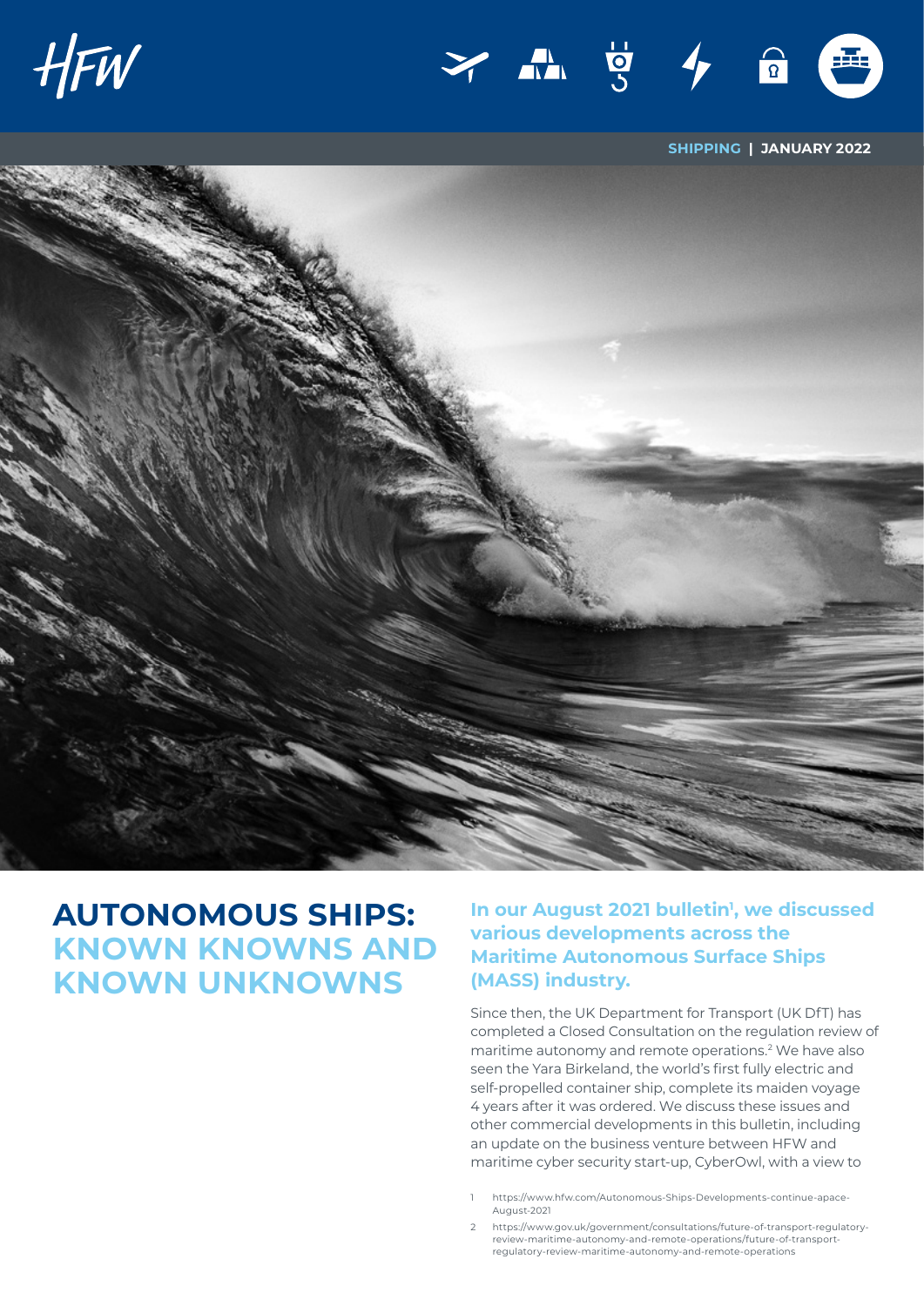SHIPPING | JANUARY 2022

# AUTONOMOUS SHIPS: KNOWN KNOWNS AND KNOWN UNKNOWNS

**In our August 2021 bulletin[1], we discussed various developments across the Maritime Autonomous Surface Ships (MASS) industry.**

Since then, the UK Department for Transport (UK DfT) has completed a Closed Consultation on the regulation review of maritime autonomy and remote operations.[2] We have also seen the Yara Birkeland, the world's first fully electric and self-propelled container ship, complete its maiden voyage 4 years after it was ordered. We discuss these issues and other commercial developments in this bulletin, including an update on the business venture between HFW and maritime cyber security start-up, CyberOwl, with a view to

1 https://www.hfw.com/Autonomous-Ships-Developments-continue-apace-August-2021

2 https://www.gov.uk/government/consultations/future-of-transport-regulatory-review-maritime-autonomy-and-remote-operations/future-of-transport-regulatory-review-maritime-autonomy-and-remote-operations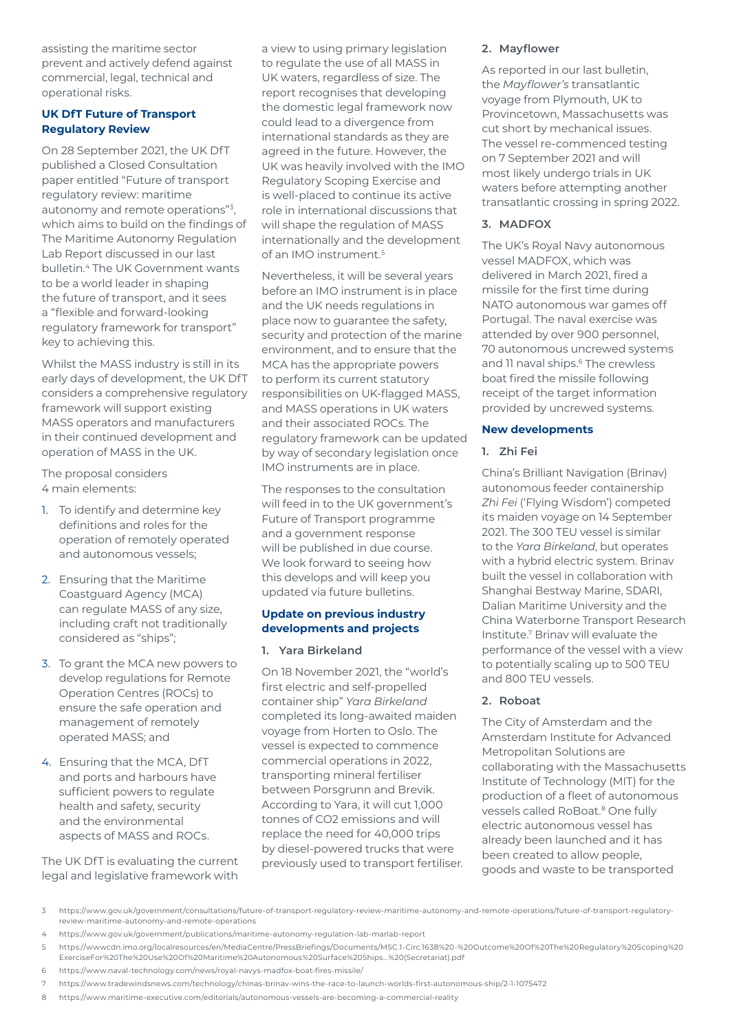assisting the maritime sector prevent and actively defend against commercial, legal, technical and operational risks.

### UK DfT Future of Transport Regulatory Review

On 28 September 2021, the UK DfT published a Closed Consultation paper entitled "Future of transport regulatory review: maritime autonomy and remote operations"[3], which aims to build on the findings of The Maritime Autonomy Regulation Lab Report discussed in our last bulletin.[4] The UK Government wants to be a world leader in shaping the future of transport, and it sees a "flexible and forward-looking regulatory framework for transport" key to achieving this.

Whilst the MASS industry is still in its early days of development, the UK DfT considers a comprehensive regulatory framework will support existing MASS operators and manufacturers in their continued development and operation of MASS in the UK.

The proposal considers 4 main elements:

1. To identify and determine key definitions and roles for the operation of remotely operated and autonomous vessels;
2. Ensuring that the Maritime Coastguard Agency (MCA) can regulate MASS of any size, including craft not traditionally considered as "ships";
3. To grant the MCA new powers to develop regulations for Remote Operation Centres (ROCs) to ensure the safe operation and management of remotely operated MASS; and
4. Ensuring that the MCA, DfT and ports and harbours have sufficient powers to regulate health and safety, security and the environmental aspects of MASS and ROCs.

The UK DfT is evaluating the current legal and legislative framework with a view to using primary legislation to regulate the use of all MASS in UK waters, regardless of size. The report recognises that developing the domestic legal framework now could lead to a divergence from international standards as they are agreed in the future. However, the UK was heavily involved with the IMO Regulatory Scoping Exercise and is well-placed to continue its active role in international discussions that will shape the regulation of MASS internationally and the development of an IMO instrument.[5]

Nevertheless, it will be several years before an IMO instrument is in place and the UK needs regulations in place now to guarantee the safety, security and protection of the marine environment, and to ensure that the MCA has the appropriate powers to perform its current statutory responsibilities on UK-flagged MASS, and MASS operations in UK waters and their associated ROCs. The regulatory framework can be updated by way of secondary legislation once IMO instruments are in place.

The responses to the consultation will feed in to the UK government's Future of Transport programme and a government response will be published in due course. We look forward to seeing how this develops and will keep you updated via future bulletins.

### Update on previous industry developments and projects

#### 1. Yara Birkeland

On 18 November 2021, the "world's first electric and self-propelled container ship" *Yara Birkeland* completed its long-awaited maiden voyage from Horten to Oslo. The vessel is expected to commence commercial operations in 2022, transporting mineral fertiliser between Porsgrunn and Brevik. According to Yara, it will cut 1,000 tonnes of $CO_2$ emissions and will replace the need for 40,000 trips by diesel-powered trucks that were previously used to transport fertiliser.

#### 2. Mayflower

As reported in our last bulletin, the *Mayflower's* transatlantic voyage from Plymouth, UK to Provincetown, Massachusetts was cut short by mechanical issues. The vessel re-commenced testing on 7 September 2021 and will most likely undergo trials in UK waters before attempting another transatlantic crossing in spring 2022.

#### 3. MADFOX

The UK's Royal Navy autonomous vessel MADFOX, which was delivered in March 2021, fired a missile for the first time during NATO autonomous war games off Portugal. The naval exercise was attended by over 900 personnel, 70 autonomous uncrewed systems and 11 naval ships.[6] The crewless boat fired the missile following receipt of the target information provided by uncrewed systems.

### New developments

#### 1. Zhi Fei

China's Brilliant Navigation (Brinav) autonomous feeder containership *Zhi Fei* ('Flying Wisdom') competed its maiden voyage on 14 September 2021. The 300 TEU vessel is similar to the *Yara Birkeland*, but operates with a hybrid electric system. Brinav built the vessel in collaboration with Shanghai Bestway Marine, SDARI, Dalian Maritime University and the China Waterborne Transport Research Institute.[7] Brinav will evaluate the performance of the vessel with a view to potentially scaling up to 500 TEU and 800 TEU vessels.

#### 2. Roboat

The City of Amsterdam and the Amsterdam Institute for Advanced Metropolitan Solutions are collaborating with the Massachusetts Institute of Technology (MIT) for the production of a fleet of autonomous vessels called RoBoat.[8] One fully electric autonomous vessel has already been launched and it has been created to allow people, goods and waste to be transported

---

3 https://www.gov.uk/government/consultations/future-of-transport-regulatory-review-maritime-autonomy-and-remote-operations/future-of-transport-regulatory-review-maritime-autonomy-and-remote-operations

4 https://www.gov.uk/government/publications/maritime-autonomy-regulation-lab-marlab-report

5 https://wwwcdn.imo.org/localresources/en/MediaCentre/PressBriefings/Documents/MSC.1-Circ.1638%20-%20Outcome%20Of%20The%20Regulatory%20Scoping%20ExerciseFor%20The%20Use%20Of%20Maritime%20Autonomous%20Surface%20Ships...%20(Secretariat).pdf

6 https://www.naval-technology.com/news/royal-navys-madfox-boat-fires-missile/

7 https://www.tradewindsnews.com/technology/chinas-brinav-wins-the-race-to-launch-worlds-first-autonomous-ship/2-1-1075472

8 https://www.maritime-executive.com/editorials/autonomous-vessels-are-becoming-a-commercial-reality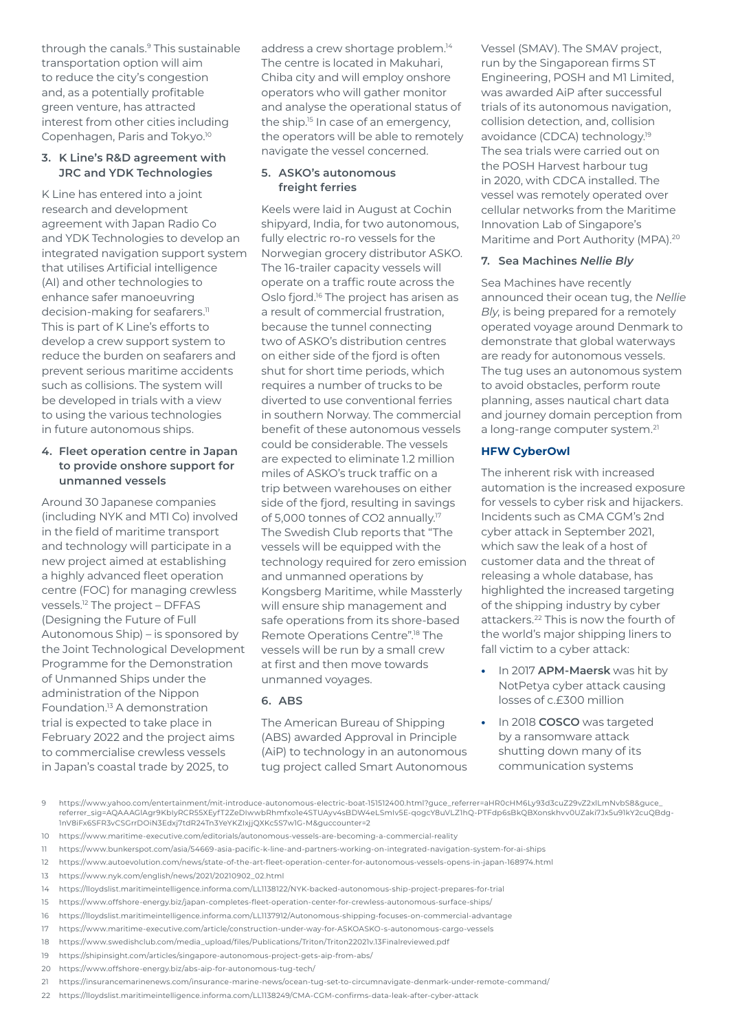through the canals.[9] This sustainable transportation option will aim to reduce the city's congestion and, as a potentially profitable green venture, has attracted interest from other cities including Copenhagen, Paris and Tokyo.[10]

**3. K Line's R&D agreement with JRC and YDK Technologies**

K Line has entered into a joint research and development agreement with Japan Radio Co and YDK Technologies to develop an integrated navigation support system that utilises Artificial intelligence (AI) and other technologies to enhance safer manoeuvring decision-making for seafarers.[11] This is part of K Line's efforts to develop a crew support system to reduce the burden on seafarers and prevent serious maritime accidents such as collisions. The system will be developed in trials with a view to using the various technologies in future autonomous ships.

**4. Fleet operation centre in Japan to provide onshore support for unmanned vessels**

Around 30 Japanese companies (including NYK and MTI Co) involved in the field of maritime transport and technology will participate in a new project aimed at establishing a highly advanced fleet operation centre (FOC) for managing crewless vessels.[12] The project – DFFAS (Designing the Future of Full Autonomous Ship) – is sponsored by the Joint Technological Development Programme for the Demonstration of Unmanned Ships under the administration of the Nippon Foundation.[13] A demonstration trial is expected to take place in February 2022 and the project aims to commercialise crewless vessels in Japan's coastal trade by 2025, to address a crew shortage problem.[14] The centre is located in Makuhari, Chiba city and will employ onshore operators who will gather monitor and analyse the operational status of the ship.[15] In case of an emergency, the operators will be able to remotely navigate the vessel concerned.

**5. ASKO's autonomous freight ferries**

Keels were laid in August at Cochin shipyard, India, for two autonomous, fully electric ro-ro vessels for the Norwegian grocery distributor ASKO. The 16-trailer capacity vessels will operate on a traffic route across the Oslo fjord.[16] The project has arisen as a result of commercial frustration, because the tunnel connecting two of ASKO's distribution centres on either side of the fjord is often shut for short time periods, which requires a number of trucks to be diverted to use conventional ferries in southern Norway. The commercial benefit of these autonomous vessels could be considerable. The vessels are expected to eliminate 1.2 million miles of ASKO's truck traffic on a trip between warehouses on either side of the fjord, resulting in savings of 5,000 tonnes of CO2 annually.[17] The Swedish Club reports that "The vessels will be equipped with the technology required for zero emission and unmanned operations by Kongsberg Maritime, while Massterly will ensure ship management and safe operations from its shore-based Remote Operations Centre".[18] The vessels will be run by a small crew at first and then move towards unmanned voyages.

**6. ABS**

The American Bureau of Shipping (ABS) awarded Approval in Principle (AiP) to technology in an autonomous tug project called Smart Autonomous Vessel (SMAV). The SMAV project, run by the Singaporean firms ST Engineering, POSH and M1 Limited, was awarded AiP after successful trials of its autonomous navigation, collision detection, and, collision avoidance (CDCA) technology.[19] The sea trials were carried out on the POSH Harvest harbour tug in 2020, with CDCA installed. The vessel was remotely operated over cellular networks from the Maritime Innovation Lab of Singapore's Maritime and Port Authority (MPA).[20]

**7. Sea Machines *Nellie Bly***

Sea Machines have recently announced their ocean tug, the *Nellie Bly*, is being prepared for a remotely operated voyage around Denmark to demonstrate that global waterways are ready for autonomous vessels. The tug uses an autonomous system to avoid obstacles, perform route planning, asses nautical chart data and journey domain perception from a long-range computer system.[21]

## HFW CyberOwl

The inherent risk with increased automation is the increased exposure for vessels to cyber risk and hijackers. Incidents such as CMA CGM's 2nd cyber attack in September 2021, which saw the leak of a host of customer data and the threat of releasing a whole database, has highlighted the increased targeting of the shipping industry by cyber attackers.[22] This is now the fourth of the world's major shipping liners to fall victim to a cyber attack:

- In 2017 **APM-Maersk** was hit by NotPetya cyber attack causing losses of c.£300 million
- In 2018 **COSCO** was targeted by a ransomware attack shutting down many of its communication systems

9 https://www.yahoo.com/entertainment/mit-introduce-autonomous-electric-boat-151512400.html?guce_referrer=aHR0cHM6Ly93d3cuZ29vZ2xlLmNvbS8&guce_referrer_sig=AQAAAGlAgr9KblyRCR55XEyfT2ZeDIwwbRhmfxo1e4STUAyv4sBDW4eLSmlv5E-qogcY8uVLZ1hQ-PTFdp6sBkQBXonskhvv0UZaki7Jx5u91kY2cuQBdg-1nV8iFx6SFR3vCSGrrDOiN3Edxj7tdR24Tn3YeYKZIxjjQXKc5S7w1G-M&guccounter=2

10 https://www.maritime-executive.com/editorials/autonomous-vessels-are-becoming-a-commercial-reality

11 https://www.bunkerspot.com/asia/54669-asia-pacific-k-line-and-partners-working-on-integrated-navigation-system-for-ai-ships

12 https://www.autoevolution.com/news/state-of-the-art-fleet-operation-center-for-autonomous-vessels-opens-in-japan-168974.html

13 https://www.nyk.com/english/news/2021/20210902_02.html

14 https://lloydslist.maritimeintelligence.informa.com/LL1138122/NYK-backed-autonomous-ship-project-prepares-for-trial

15 https://www.offshore-energy.biz/japan-completes-fleet-operation-center-for-crewless-autonomous-surface-ships/

16 https://lloydslist.maritimeintelligence.informa.com/LL1137912/Autonomous-shipping-focuses-on-commercial-advantage

17 https://www.maritime-executive.com/article/construction-under-way-for-ASKOASKO-s-autonomous-cargo-vessels

18 https://www.swedishclub.com/media_upload/files/Publications/Triton/Triton22021v.13Finalreviewed.pdf

19 https://shipinsight.com/articles/singapore-autonomous-project-gets-aip-from-abs/

20 https://www.offshore-energy.biz/abs-aip-for-autonomous-tug-tech/

21 https://insurancemarinenews.com/insurance-marine-news/ocean-tug-set-to-circumnavigate-denmark-under-remote-command/

22 https://lloydslist.maritimeintelligence.informa.com/LL1138249/CMA-CGM-confirms-data-leak-after-cyber-attack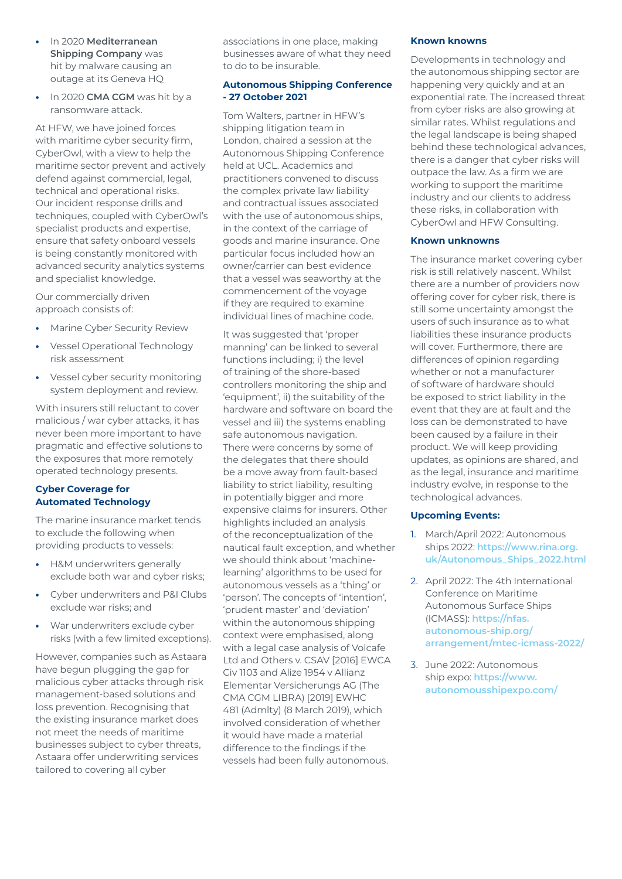- In 2020 **Mediterranean Shipping Company** was hit by malware causing an outage at its Geneva HQ
- In 2020 **CMA CGM** was hit by a ransomware attack.

At HFW, we have joined forces with maritime cyber security firm, CyberOwl, with a view to help the maritime sector prevent and actively defend against commercial, legal, technical and operational risks. Our incident response drills and techniques, coupled with CyberOwl's specialist products and expertise, ensure that safety onboard vessels is being constantly monitored with advanced security analytics systems and specialist knowledge.

Our commercially driven approach consists of:

- Marine Cyber Security Review
- Vessel Operational Technology risk assessment
- Vessel cyber security monitoring system deployment and review.

With insurers still reluctant to cover malicious / war cyber attacks, it has never been more important to have pragmatic and effective solutions to the exposures that more remotely operated technology presents.

### Cyber Coverage for Automated Technology

The marine insurance market tends to exclude the following when providing products to vessels:

- H&M underwriters generally exclude both war and cyber risks;
- Cyber underwriters and P&I Clubs exclude war risks; and
- War underwriters exclude cyber risks (with a few limited exceptions).

However, companies such as Astaara have begun plugging the gap for malicious cyber attacks through risk management-based solutions and loss prevention. Recognising that the existing insurance market does not meet the needs of maritime businesses subject to cyber threats, Astaara offer underwriting services tailored to covering all cyber associations in one place, making businesses aware of what they need to do to be insurable.

### Autonomous Shipping Conference - 27 October 2021

Tom Walters, partner in HFW's shipping litigation team in London, chaired a session at the Autonomous Shipping Conference held at UCL. Academics and practitioners convened to discuss the complex private law liability and contractual issues associated with the use of autonomous ships, in the context of the carriage of goods and marine insurance. One particular focus included how an owner/carrier can best evidence that a vessel was seaworthy at the commencement of the voyage if they are required to examine individual lines of machine code.

It was suggested that 'proper manning' can be linked to several functions including; i) the level of training of the shore-based controllers monitoring the ship and 'equipment', ii) the suitability of the hardware and software on board the vessel and iii) the systems enabling safe autonomous navigation. There were concerns by some of the delegates that there should be a move away from fault-based liability to strict liability, resulting in potentially bigger and more expensive claims for insurers. Other highlights included an analysis of the reconceptualization of the nautical fault exception, and whether we should think about 'machine-learning' algorithms to be used for autonomous vessels as a 'thing' or 'person'. The concepts of 'intention', 'prudent master' and 'deviation' within the autonomous shipping context were emphasised, along with a legal case analysis of Volcafe Ltd and Others v. CSAV [2016] EWCA Civ 1103 and Alize 1954 v Allianz Elementar Versicherungs AG (The CMA CGM LIBRA) [2019] EWHC 481 (Admlty) (8 March 2019), which involved consideration of whether it would have made a material difference to the findings if the vessels had been fully autonomous.

### Known knowns

Developments in technology and the autonomous shipping sector are happening very quickly and at an exponential rate. The increased threat from cyber risks are also growing at similar rates. Whilst regulations and the legal landscape is being shaped behind these technological advances, there is a danger that cyber risks will outpace the law. As a firm we are working to support the maritime industry and our clients to address these risks, in collaboration with CyberOwl and HFW Consulting.

### Known unknowns

The insurance market covering cyber risk is still relatively nascent. Whilst there are a number of providers now offering cover for cyber risk, there is still some uncertainty amongst the users of such insurance as to what liabilities these insurance products will cover. Furthermore, there are differences of opinion regarding whether or not a manufacturer of software of hardware should be exposed to strict liability in the event that they are at fault and the loss can be demonstrated to have been caused by a failure in their product. We will keep providing updates, as opinions are shared, and as the legal, insurance and maritime industry evolve, in response to the technological advances.

### Upcoming Events:

1. March/April 2022: Autonomous ships 2022: https://www.rina.org.uk/Autonomous_Ships_2022.html
2. April 2022: The 4th International Conference on Maritime Autonomous Surface Ships (ICMASS): https://nfas.autonomous-ship.org/arrangement/mtec-icmass-2022/
3. June 2022: Autonomous ship expo: https://www.autonomousshipexpo.com/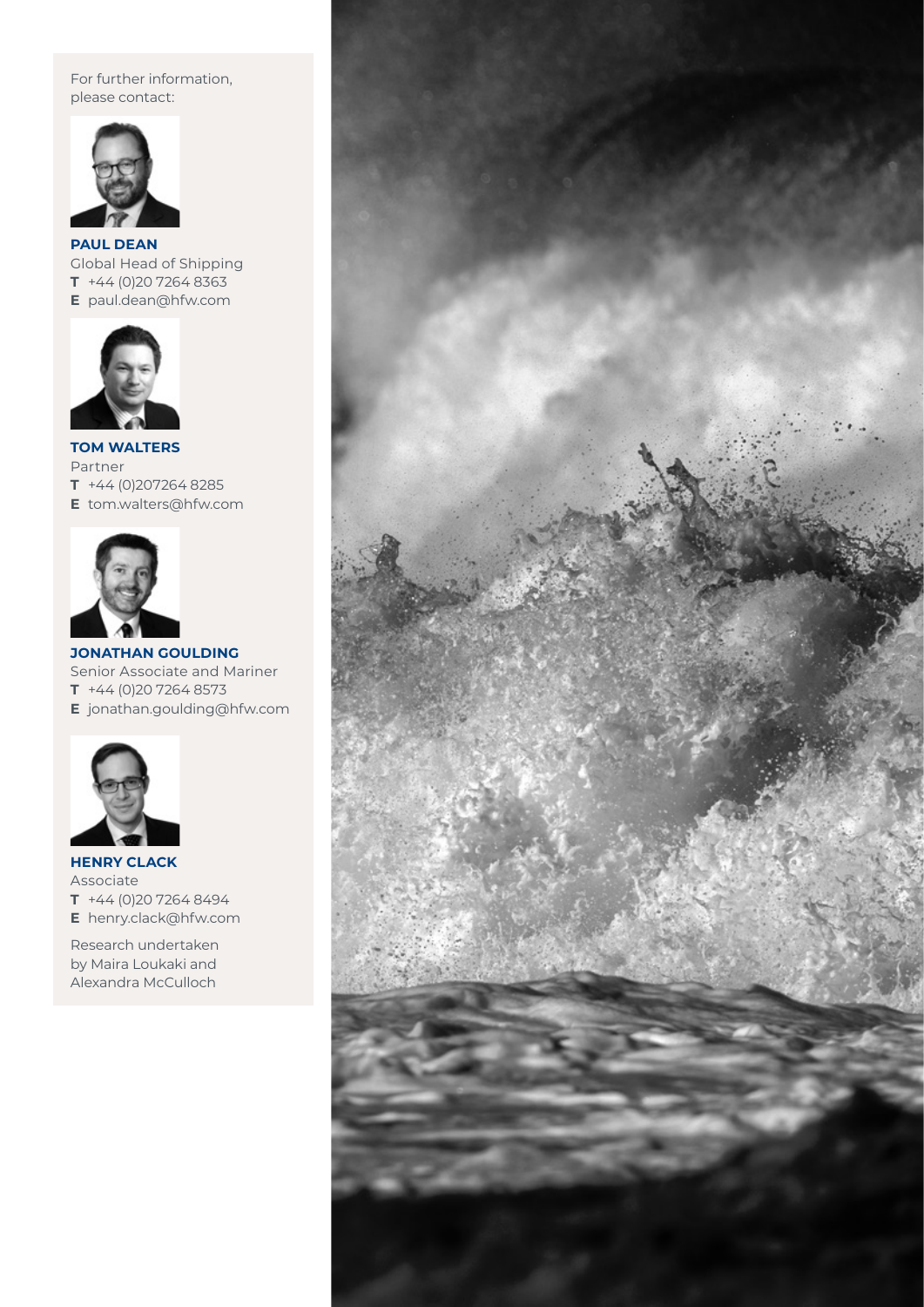For further information, please contact:

**PAUL DEAN**
Global Head of Shipping
**T** +44 (0)20 7264 8363
**E** paul.dean@hfw.com

**TOM WALTERS**
Partner
**T** +44 (0)207264 8285
**E** tom.walters@hfw.com

**JONATHAN GOULDING**
Senior Associate and Mariner
**T** +44 (0)20 7264 8573
**E** jonathan.goulding@hfw.com

**HENRY CLACK**
Associate
**T** +44 (0)20 7264 8494
**E** henry.clack@hfw.com

Research undertaken by Maira Loukaki and Alexandra McCulloch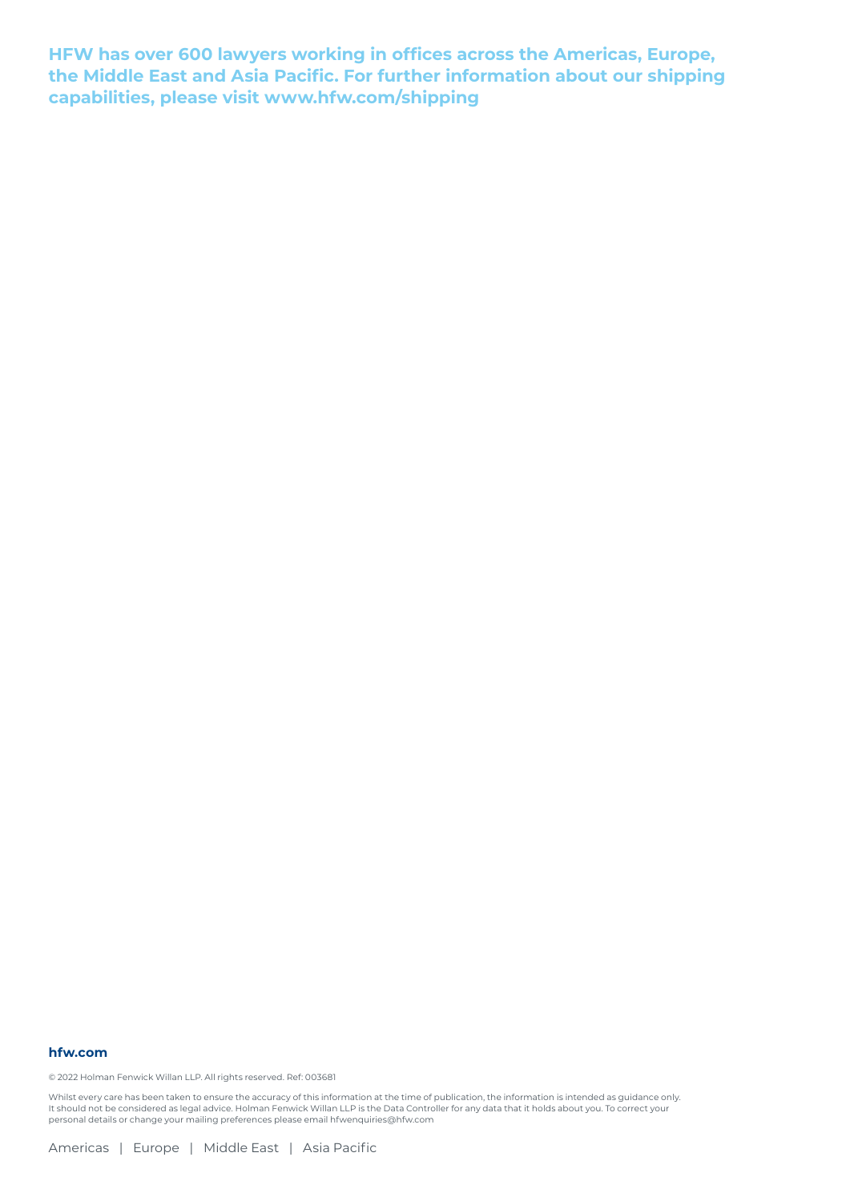**HFW has over 600 lawyers working in offices across the Americas, Europe, the Middle East and Asia Pacific. For further information about our shipping capabilities, please visit www.hfw.com/shipping**

**hfw.com**

© 2022 Holman Fenwick Willan LLP. All rights reserved. Ref: 003681

Whilst every care has been taken to ensure the accuracy of this information at the time of publication, the information is intended as guidance only. It should not be considered as legal advice. Holman Fenwick Willan LLP is the Data Controller for any data that it holds about you. To correct your personal details or change your mailing preferences please email hfwenquiries@hfw.com

Americas | Europe | Middle East | Asia Pacific